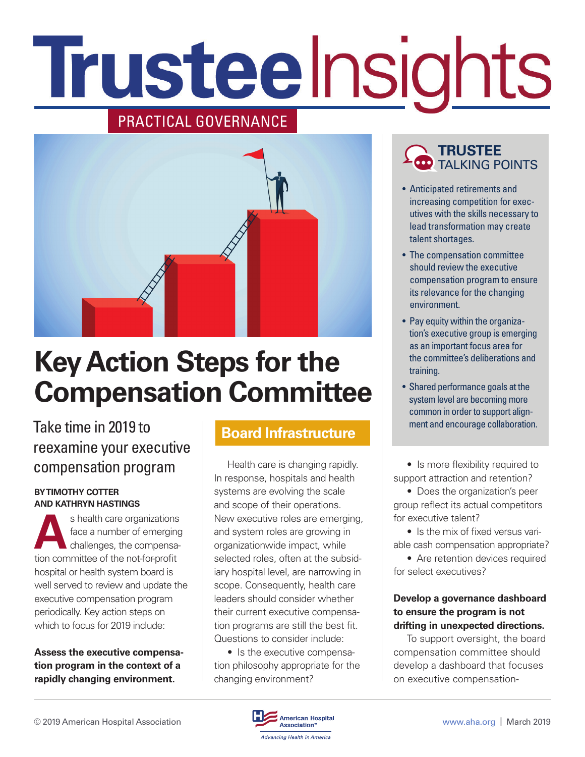# Trustee Insights

PRACTICAL GOVERNANCE

# Key Action Steps for the Compensation Committee

## Take time in 2019 to reexamine your executive compensation program

**BY TIMOTHY COTTER AND KATHRYN HASTINGS**

As health care organizations face a number of emerging challenges, the compensation committee of the not-for-profit hospital or health system board is well served to review and update the executive compensation program periodically. Key action steps on which to focus for 2019 include:

**Assess the executive compensation program in the context of a rapidly changing environment.**

### Board Infrastructure

Health care is changing rapidly. In response, hospitals and health systems are evolving the scale and scope of their operations. New executive roles are emerging, and system roles are growing in organizationwide impact, while selected roles, often at the subsidiary hospital level, are narrowing in scope. Consequently, health care leaders should consider whether their current executive compensation programs are still the best fit. Questions to consider include:

- Is the executive compensation philosophy appropriate for the changing environment?
- Is more flexibility required to support attraction and retention?
- Does the organization's peer group reflect its actual competitors for executive talent?
- Is the mix of fixed versus variable cash compensation appropriate?
- Are retention devices required for select executives?

**Develop a governance dashboard to ensure the program is not drifting in unexpected directions.**

To support oversight, the board compensation committee should develop a dashboard that focuses on executive compensation-

### TRUSTEE TALKING POINTS

- Anticipated retirements and increasing competition for executives with the skills necessary to lead transformation may create talent shortages.
- The compensation committee should review the executive compensation program to ensure its relevance for the changing environment.
- Pay equity within the organization's executive group is emerging as an important focus area for the committee's deliberations and training.
- Shared performance goals at the system level are becoming more common in order to support alignment and encourage collaboration.

© 2019 American Hospital Association | www.aha.org | March 2019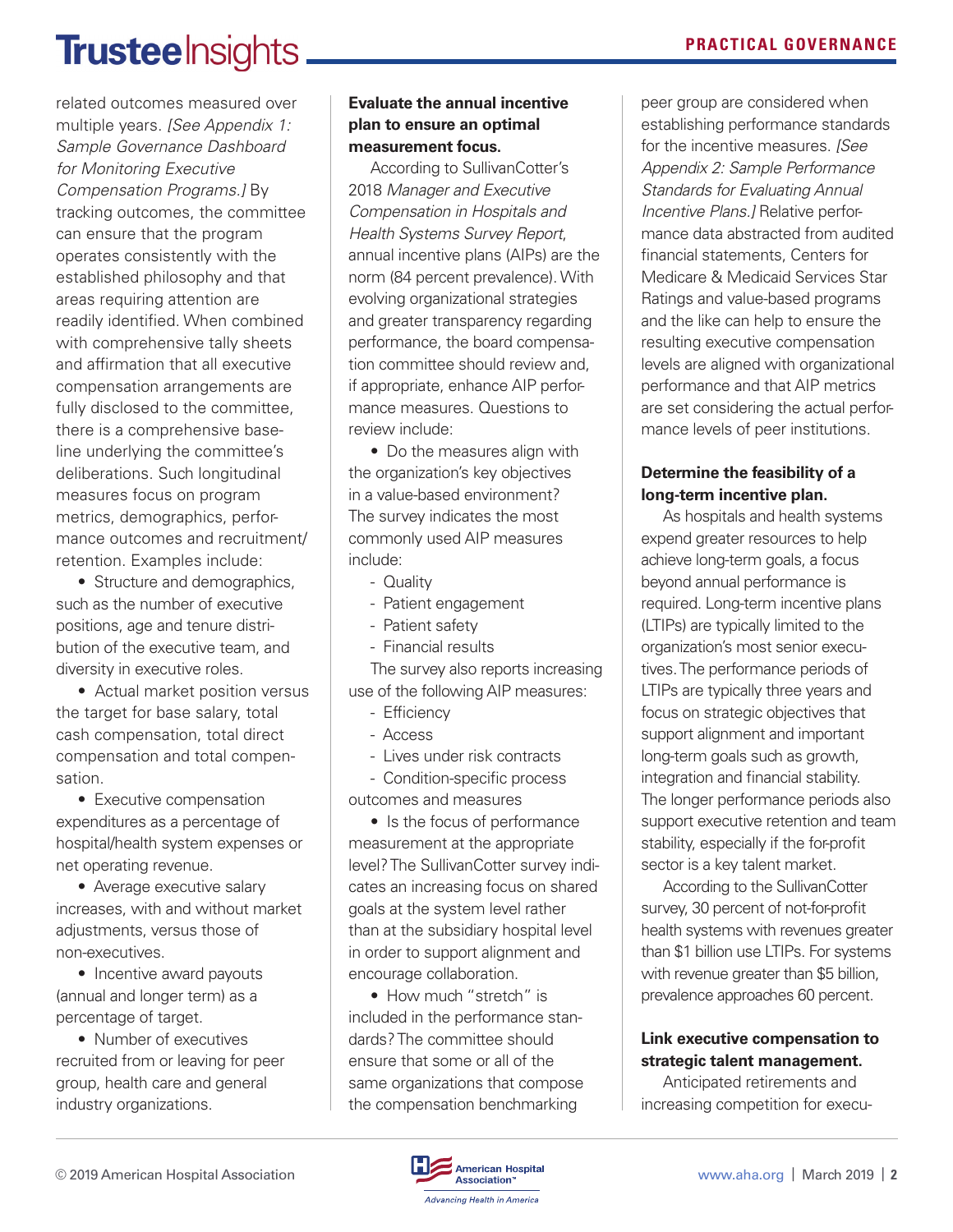related outcomes measured over multiple years. *[See Appendix 1: Sample Governance Dashboard for Monitoring Executive Compensation Programs.]* By tracking outcomes, the committee can ensure that the program operates consistently with the established philosophy and that areas requiring attention are readily identified. When combined with comprehensive tally sheets and affirmation that all executive compensation arrangements are fully disclosed to the committee, there is a comprehensive baseline underlying the committee's deliberations. Such longitudinal measures focus on program metrics, demographics, performance outcomes and recruitment/retention. Examples include:

- Structure and demographics, such as the number of executive positions, age and tenure distribution of the executive team, and diversity in executive roles.
- Actual market position versus the target for base salary, total cash compensation, total direct compensation and total compensation.
- Executive compensation expenditures as a percentage of hospital/health system expenses or net operating revenue.
- Average executive salary increases, with and without market adjustments, versus those of non-executives.
- Incentive award payouts (annual and longer term) as a percentage of target.
- Number of executives recruited from or leaving for peer group, health care and general industry organizations.

**Evaluate the annual incentive plan to ensure an optimal measurement focus.**

According to SullivanCotter's 2018 *Manager and Executive Compensation in Hospitals and Health Systems Survey Report*, annual incentive plans (AIPs) are the norm (84 percent prevalence). With evolving organizational strategies and greater transparency regarding performance, the board compensation committee should review and, if appropriate, enhance AIP performance measures. Questions to review include:

- Do the measures align with the organization's key objectives in a value-based environment? The survey indicates the most commonly used AIP measures include:
  - Quality
  - Patient engagement
  - Patient safety
  - Financial results

  The survey also reports increasing use of the following AIP measures:
  - Efficiency
  - Access
  - Lives under risk contracts
  - Condition-specific process outcomes and measures
- Is the focus of performance measurement at the appropriate level? The SullivanCotter survey indicates an increasing focus on shared goals at the system level rather than at the subsidiary hospital level in order to support alignment and encourage collaboration.
- How much "stretch" is included in the performance standards? The committee should ensure that some or all of the same organizations that compose the compensation benchmarking peer group are considered when establishing performance standards for the incentive measures. *[See Appendix 2: Sample Performance Standards for Evaluating Annual Incentive Plans.]* Relative performance data abstracted from audited financial statements, Centers for Medicare & Medicaid Services Star Ratings and value-based programs and the like can help to ensure the resulting executive compensation levels are aligned with organizational performance and that AIP metrics are set considering the actual performance levels of peer institutions.

**Determine the feasibility of a long-term incentive plan.**

As hospitals and health systems expend greater resources to help achieve long-term goals, a focus beyond annual performance is required. Long-term incentive plans (LTIPs) are typically limited to the organization's most senior executives. The performance periods of LTIPs are typically three years and focus on strategic objectives that support alignment and important long-term goals such as growth, integration and financial stability. The longer performance periods also support executive retention and team stability, especially if the for-profit sector is a key talent market.

According to the SullivanCotter survey, 30 percent of not-for-profit health systems with revenues greater than $1 billion use LTIPs. For systems with revenue greater than $5 billion, prevalence approaches 60 percent.

**Link executive compensation to strategic talent management.**

Anticipated retirements and increasing competition for execu-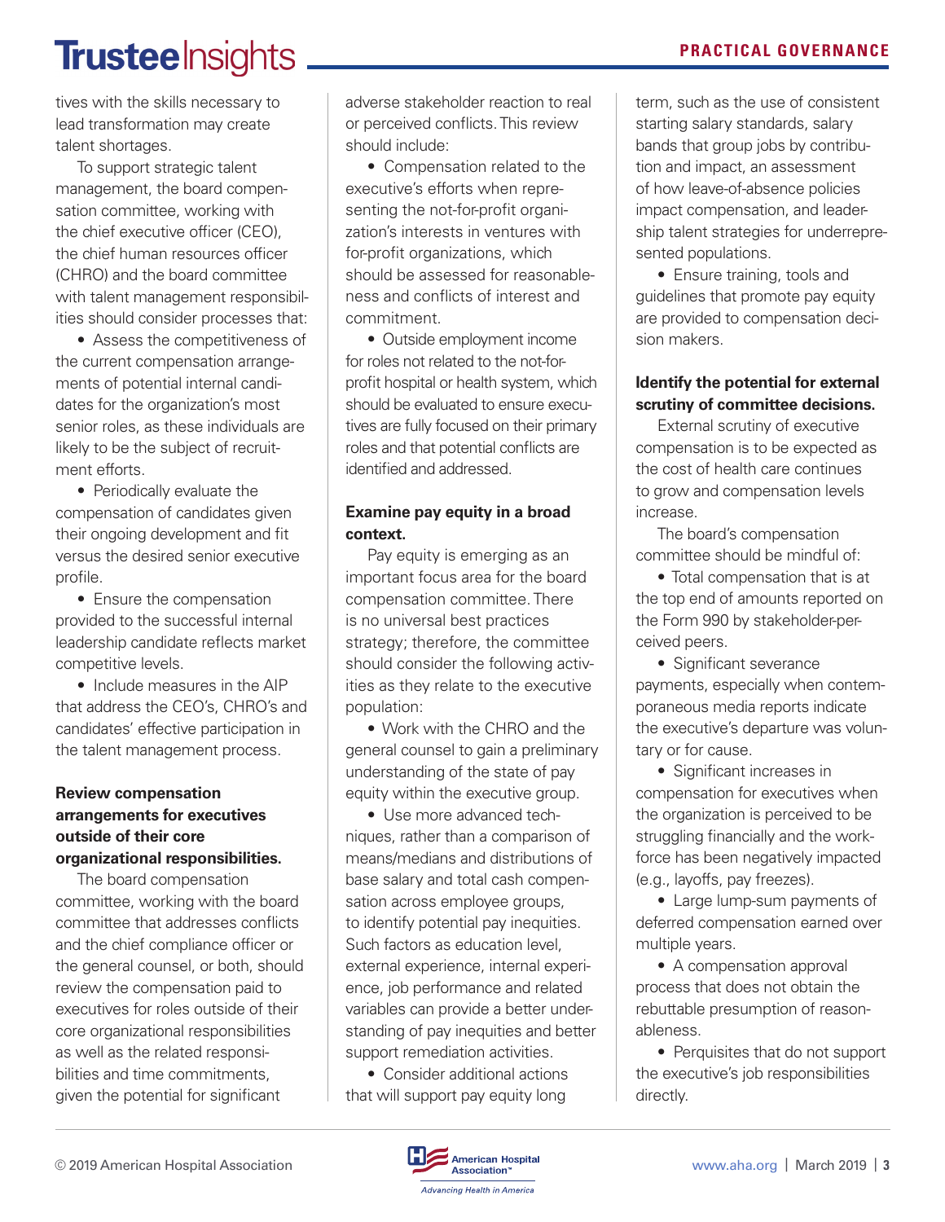tives with the skills necessary to lead transformation may create talent shortages.

To support strategic talent management, the board compensation committee, working with the chief executive officer (CEO), the chief human resources officer (CHRO) and the board committee with talent management responsibilities should consider processes that:

- Assess the competitiveness of the current compensation arrangements of potential internal candidates for the organization's most senior roles, as these individuals are likely to be the subject of recruitment efforts.
- Periodically evaluate the compensation of candidates given their ongoing development and fit versus the desired senior executive profile.
- Ensure the compensation provided to the successful internal leadership candidate reflects market competitive levels.
- Include measures in the AIP that address the CEO's, CHRO's and candidates' effective participation in the talent management process.

**Review compensation arrangements for executives outside of their core organizational responsibilities.**

The board compensation committee, working with the board committee that addresses conflicts and the chief compliance officer or the general counsel, or both, should review the compensation paid to executives for roles outside of their core organizational responsibilities as well as the related responsibilities and time commitments, given the potential for significant adverse stakeholder reaction to real or perceived conflicts. This review should include:

- Compensation related to the executive's efforts when representing the not-for-profit organization's interests in ventures with for-profit organizations, which should be assessed for reasonableness and conflicts of interest and commitment.
- Outside employment income for roles not related to the not-for-profit hospital or health system, which should be evaluated to ensure executives are fully focused on their primary roles and that potential conflicts are identified and addressed.

**Examine pay equity in a broad context.**

Pay equity is emerging as an important focus area for the board compensation committee. There is no universal best practices strategy; therefore, the committee should consider the following activities as they relate to the executive population:

- Work with the CHRO and the general counsel to gain a preliminary understanding of the state of pay equity within the executive group.
- Use more advanced techniques, rather than a comparison of means/medians and distributions of base salary and total cash compensation across employee groups, to identify potential pay inequities. Such factors as education level, external experience, internal experience, job performance and related variables can provide a better understanding of pay inequities and better support remediation activities.
- Consider additional actions that will support pay equity long term, such as the use of consistent starting salary standards, salary bands that group jobs by contribution and impact, an assessment of how leave-of-absence policies impact compensation, and leadership talent strategies for underrepresented populations.
- Ensure training, tools and guidelines that promote pay equity are provided to compensation decision makers.

**Identify the potential for external scrutiny of committee decisions.**

External scrutiny of executive compensation is to be expected as the cost of health care continues to grow and compensation levels increase.

The board's compensation committee should be mindful of:

- Total compensation that is at the top end of amounts reported on the Form 990 by stakeholder-perceived peers.
- Significant severance payments, especially when contemporaneous media reports indicate the executive's departure was voluntary or for cause.
- Significant increases in compensation for executives when the organization is perceived to be struggling financially and the workforce has been negatively impacted (e.g., layoffs, pay freezes).
- Large lump-sum payments of deferred compensation earned over multiple years.
- A compensation approval process that does not obtain the rebuttable presumption of reasonableness.
- Perquisites that do not support the executive's job responsibilities directly.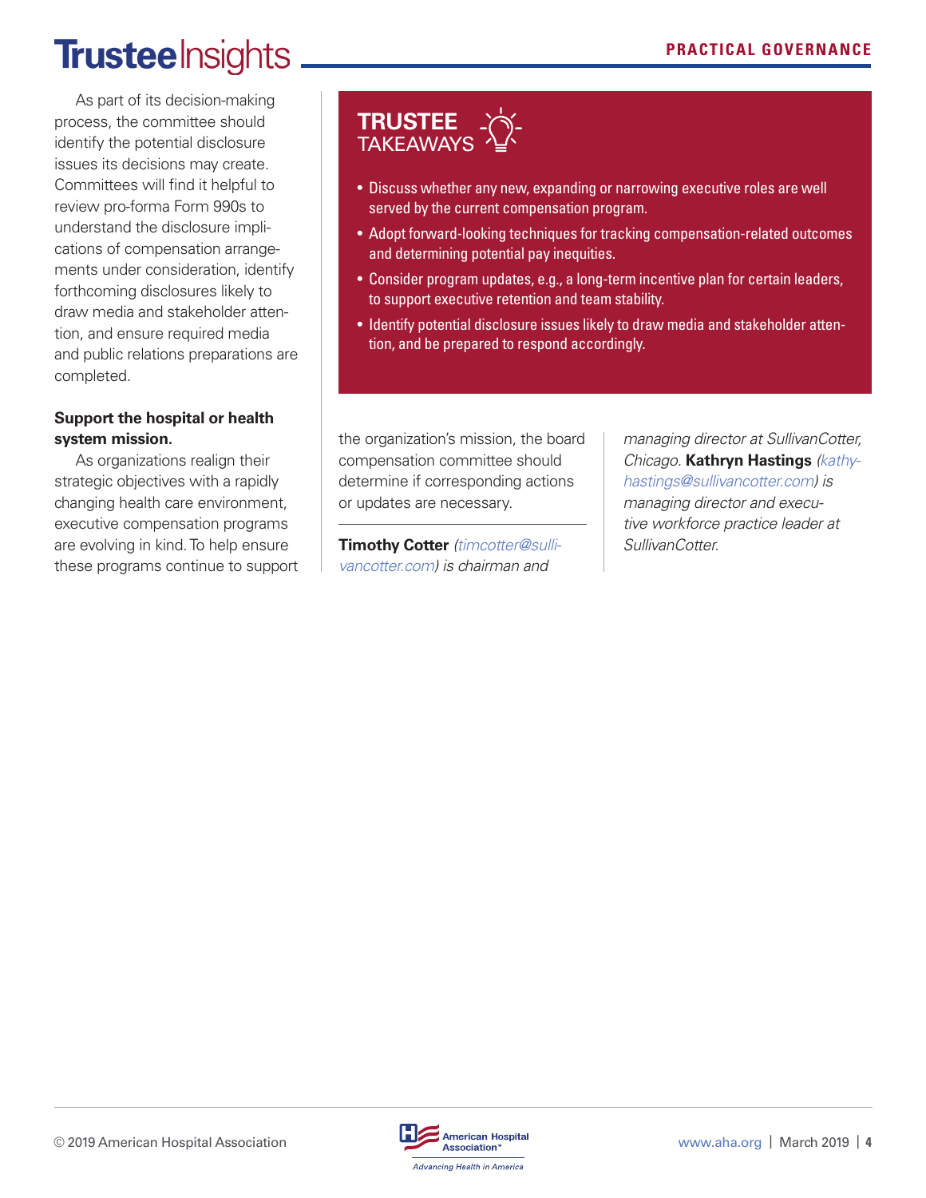As part of its decision-making process, the committee should identify the potential disclosure issues its decisions may create. Committees will find it helpful to review pro-forma Form 990s to understand the disclosure implications of compensation arrangements under consideration, identify forthcoming disclosures likely to draw media and stakeholder attention, and ensure required media and public relations preparations are completed.

**Support the hospital or health system mission.**

As organizations realign their strategic objectives with a rapidly changing health care environment, executive compensation programs are evolving in kind. To help ensure these programs continue to support the organization's mission, the board compensation committee should determine if corresponding actions or updates are necessary.

## TRUSTEE TAKEAWAYS

- Discuss whether any new, expanding or narrowing executive roles are well served by the current compensation program.
- Adopt forward-looking techniques for tracking compensation-related outcomes and determining potential pay inequities.
- Consider program updates, e.g., a long-term incentive plan for certain leaders, to support executive retention and team stability.
- Identify potential disclosure issues likely to draw media and stakeholder attention, and be prepared to respond accordingly.

---

**Timothy Cotter** *(timcotter@sullivancotter.com) is chairman and managing director at SullivanCotter, Chicago.* **Kathryn Hastings** *(kathyhastings@sullivancotter.com) is managing director and executive workforce practice leader at SullivanCotter.*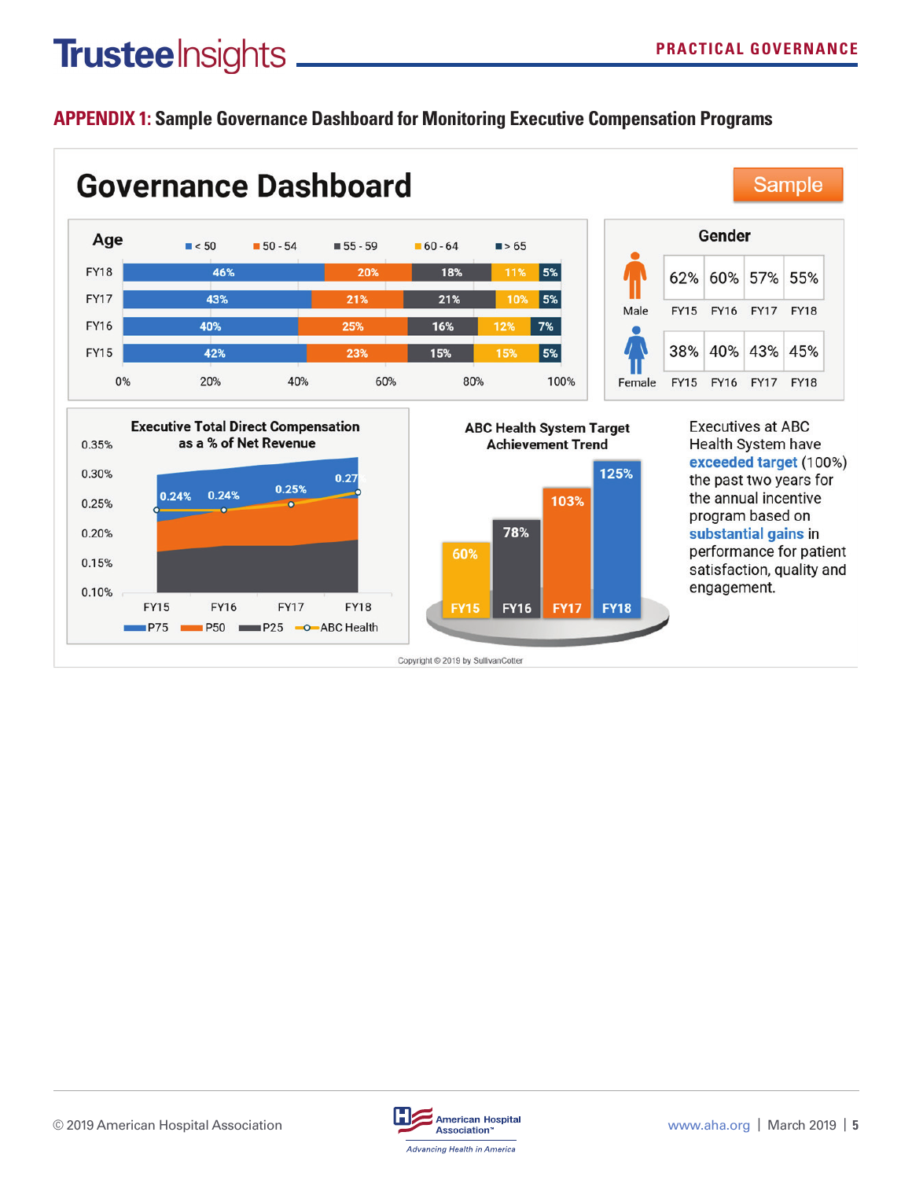## APPENDIX 1: Sample Governance Dashboard for Monitoring Executive Compensation Programs

# Governance Dashboard

Sample

### Age

| | < 50 | 50 - 54 | 55 - 59 | 60 - 64 | > 65 |
|---|---|---|---|---|---|
| FY18 | 46% | 20% | 18% | 11% | 5% |
| FY17 | 43% | 21% | 21% | 10% | 5% |
| FY16 | 40% | 25% | 16% | 12% | 7% |
| FY15 | 42% | 23% | 15% | 15% | 5% |

### Gender

| | FY15 | FY16 | FY17 | FY18 |
|---|---|---|---|---|
| Male | 62% | 60% | 57% | 55% |
| Female | 38% | 40% | 43% | 45% |

### Executive Total Direct Compensation as a % of Net Revenue

| | FY15 | FY16 | FY17 | FY18 |
|---|---|---|---|---|
| ABC Health | 0.24% | 0.24% | 0.25% | 0.27% |

Legend: P75, P50, P25, ABC Health

### ABC Health System Target Achievement Trend

| FY15 | FY16 | FY17 | FY18 |
|---|---|---|---|
| 60% | 78% | 103% | 125% |

Executives at ABC Health System have **exceeded target** (100%) the past two years for the annual incentive program based on **substantial gains** in performance for patient satisfaction, quality and engagement.

Copyright © 2019 by SullivanCotter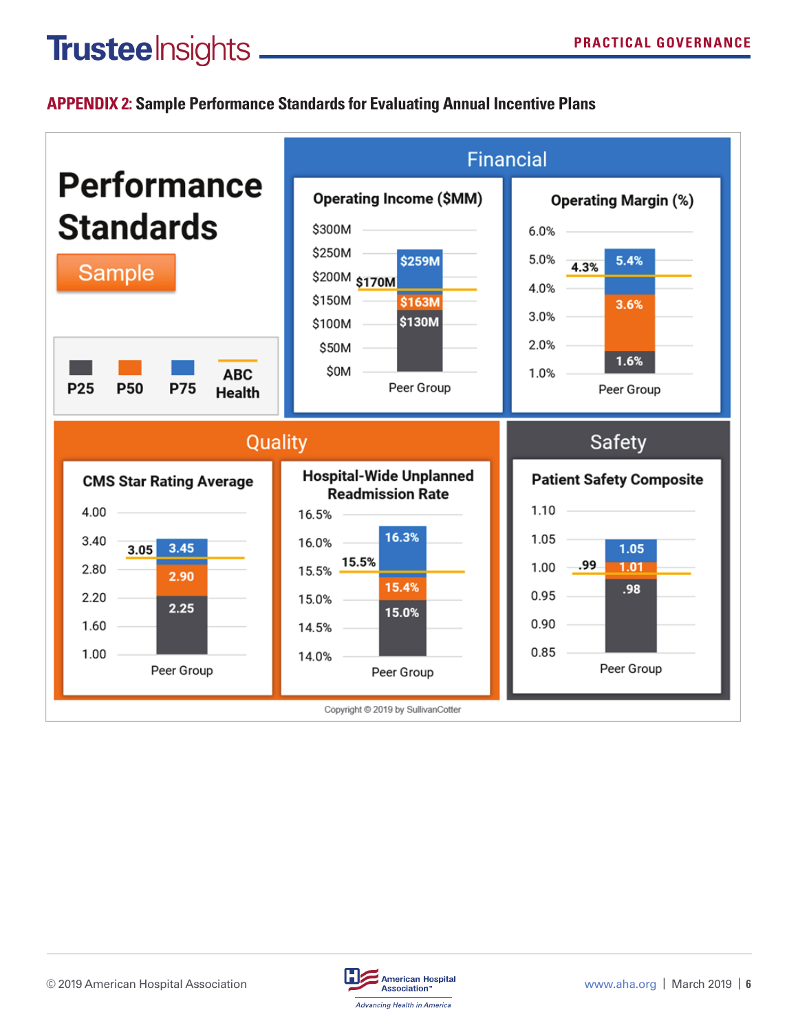## APPENDIX 2: Sample Performance Standards for Evaluating Annual Incentive Plans

Performance Standards

Sample

P25 P50 P75 ABC Health

Financial

Operating Income ($MM)

$300M
$250M
$200M
$150M
$100M
$50M
$0M

$259M
$170M
$163M
$130M

Peer Group

Operating Margin (%)

6.0%
5.0%
4.0%
3.0%
2.0%
1.0%

4.3%
5.4%
3.6%
1.6%

Peer Group

Quality

CMS Star Rating Average

4.00
3.40
2.80
2.20
1.60
1.00

3.05
3.45
2.90
2.25

Peer Group

Hospital-Wide Unplanned Readmission Rate

16.5%
16.0%
15.5%
15.0%
14.5%
14.0%

16.3%
15.5%
15.4%
15.0%

Peer Group

Safety

Patient Safety Composite

1.10
1.05
1.00
0.95
0.90
0.85

1.05
.99
1.01
.98

Peer Group

Copyright © 2019 by SullivanCotter